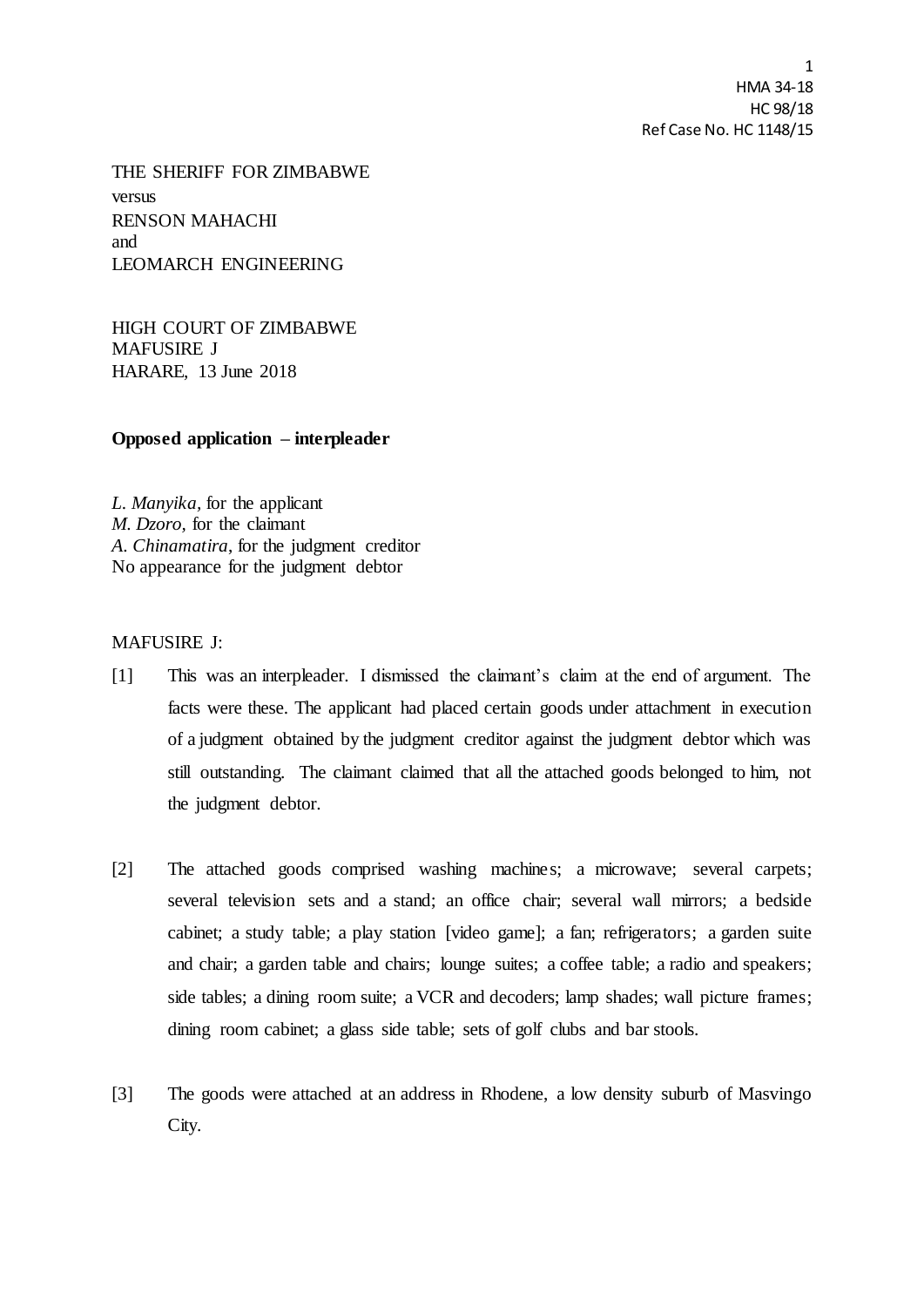HMA 34-18
HC 98/18
Ref Case No. HC 1148/15

THE SHERIFF FOR ZIMBABWE
versus
RENSON MAHACHI
and
LEOMARCH ENGINEERING

HIGH COURT OF ZIMBABWE
MAFUSIRE J
HARARE, 13 June 2018

**Opposed application – interpleader**

*L. Manyika*, for the applicant
*M. Dzoro*, for the claimant
*A. Chinamatira*, for the judgment creditor
No appearance for the judgment debtor

MAFUSIRE J:

[1] This was an interpleader. I dismissed the claimant's claim at the end of argument. The facts were these. The applicant had placed certain goods under attachment in execution of a judgment obtained by the judgment creditor against the judgment debtor which was still outstanding. The claimant claimed that all the attached goods belonged to him, not the judgment debtor.

[2] The attached goods comprised washing machines; a microwave; several carpets; several television sets and a stand; an office chair; several wall mirrors; a bedside cabinet; a study table; a play station [video game]; a fan; refrigerators; a garden suite and chair; a garden table and chairs; lounge suites; a coffee table; a radio and speakers; side tables; a dining room suite; a VCR and decoders; lamp shades; wall picture frames; dining room cabinet; a glass side table; sets of golf clubs and bar stools.

[3] The goods were attached at an address in Rhodene, a low density suburb of Masvingo City.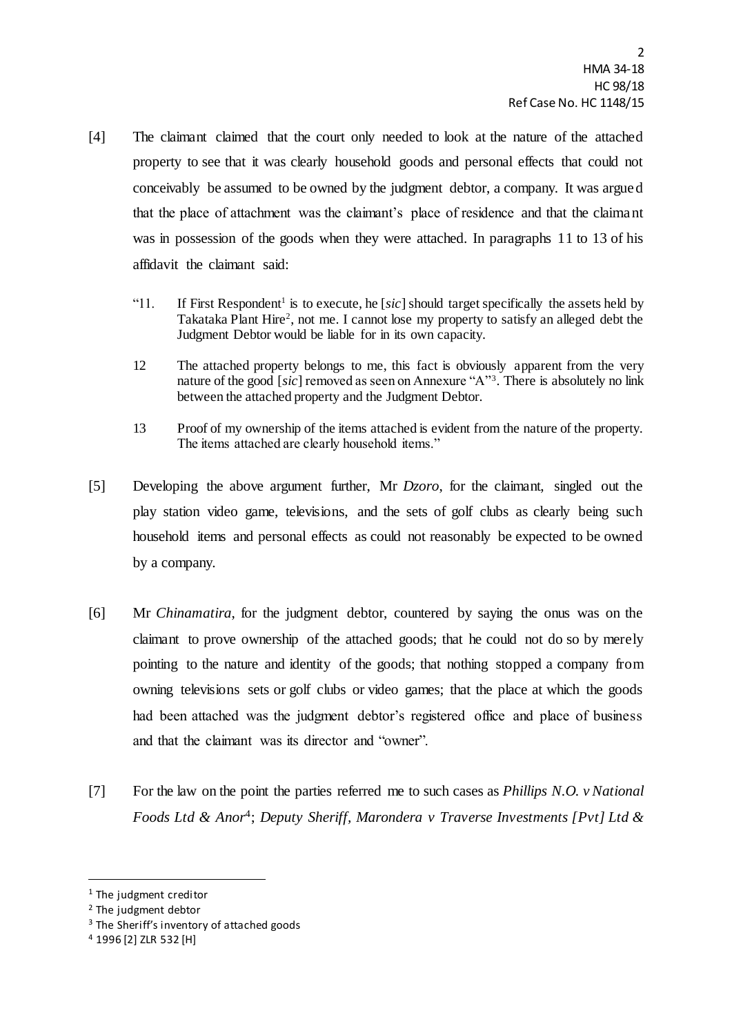[4] The claimant claimed that the court only needed to look at the nature of the attached property to see that it was clearly household goods and personal effects that could not conceivably be assumed to be owned by the judgment debtor, a company. It was argued that the place of attachment was the claimant's place of residence and that the claimant was in possession of the goods when they were attached. In paragraphs 11 to 13 of his affidavit the claimant said:

> "11. If First Respondent[1] is to execute, he [*sic*] should target specifically the assets held by Takataka Plant Hire[2], not me. I cannot lose my property to satisfy an alleged debt the Judgment Debtor would be liable for in its own capacity.
>
> 12 The attached property belongs to me, this fact is obviously apparent from the very nature of the good [*sic*] removed as seen on Annexure "A"[3]. There is absolutely no link between the attached property and the Judgment Debtor.
>
> 13 Proof of my ownership of the items attached is evident from the nature of the property. The items attached are clearly household items."

[5] Developing the above argument further, Mr *Dzoro*, for the claimant, singled out the play station video game, televisions, and the sets of golf clubs as clearly being such household items and personal effects as could not reasonably be expected to be owned by a company.

[6] Mr *Chinamatira*, for the judgment debtor, countered by saying the onus was on the claimant to prove ownership of the attached goods; that he could not do so by merely pointing to the nature and identity of the goods; that nothing stopped a company from owning televisions sets or golf clubs or video games; that the place at which the goods had been attached was the judgment debtor's registered office and place of business and that the claimant was its director and "owner".

[7] For the law on the point the parties referred me to such cases as *Phillips N.O. v National Foods Ltd & Anor*[4]; *Deputy Sheriff, Marondera v Traverse Investments [Pvt] Ltd &*

---

[1] The judgment creditor

[2] The judgment debtor

[3] The Sheriff's inventory of attached goods

[4] 1996 [2] ZLR 532 [H]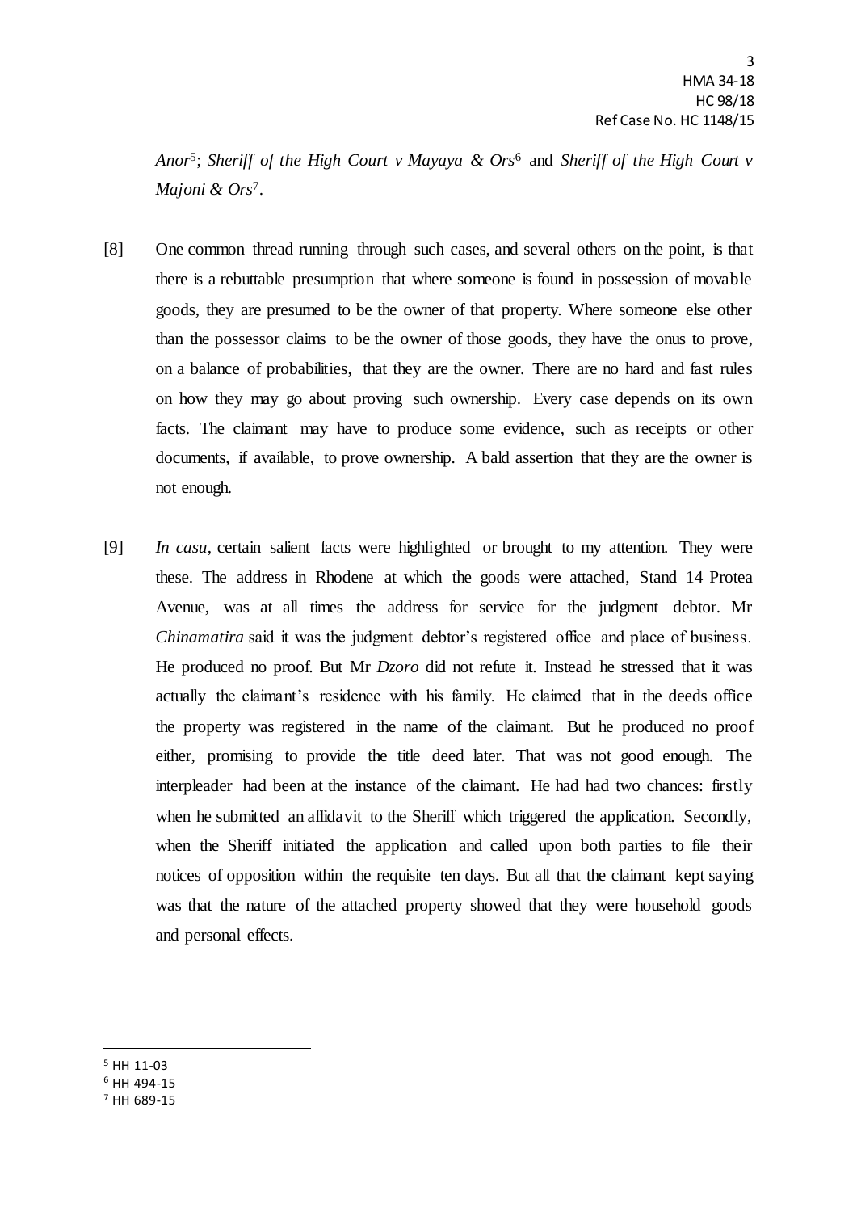*Anor*[5]; *Sheriff of the High Court v Mayaya & Ors*[6] and *Sheriff of the High Court v Majoni & Ors*[7].

[8] One common thread running through such cases, and several others on the point, is that there is a rebuttable presumption that where someone is found in possession of movable goods, they are presumed to be the owner of that property. Where someone else other than the possessor claims to be the owner of those goods, they have the onus to prove, on a balance of probabilities, that they are the owner. There are no hard and fast rules on how they may go about proving such ownership. Every case depends on its own facts. The claimant may have to produce some evidence, such as receipts or other documents, if available, to prove ownership. A bald assertion that they are the owner is not enough.

[9] *In casu*, certain salient facts were highlighted or brought to my attention. They were these. The address in Rhodene at which the goods were attached, Stand 14 Protea Avenue, was at all times the address for service for the judgment debtor. Mr *Chinamatira* said it was the judgment debtor's registered office and place of business. He produced no proof. But Mr *Dzoro* did not refute it. Instead he stressed that it was actually the claimant's residence with his family. He claimed that in the deeds office the property was registered in the name of the claimant. But he produced no proof either, promising to provide the title deed later. That was not good enough. The interpleader had been at the instance of the claimant. He had had two chances: firstly when he submitted an affidavit to the Sheriff which triggered the application. Secondly, when the Sheriff initiated the application and called upon both parties to file their notices of opposition within the requisite ten days. But all that the claimant kept saying was that the nature of the attached property showed that they were household goods and personal effects.

---

[5] HH 11-03

[6] HH 494-15

[7] HH 689-15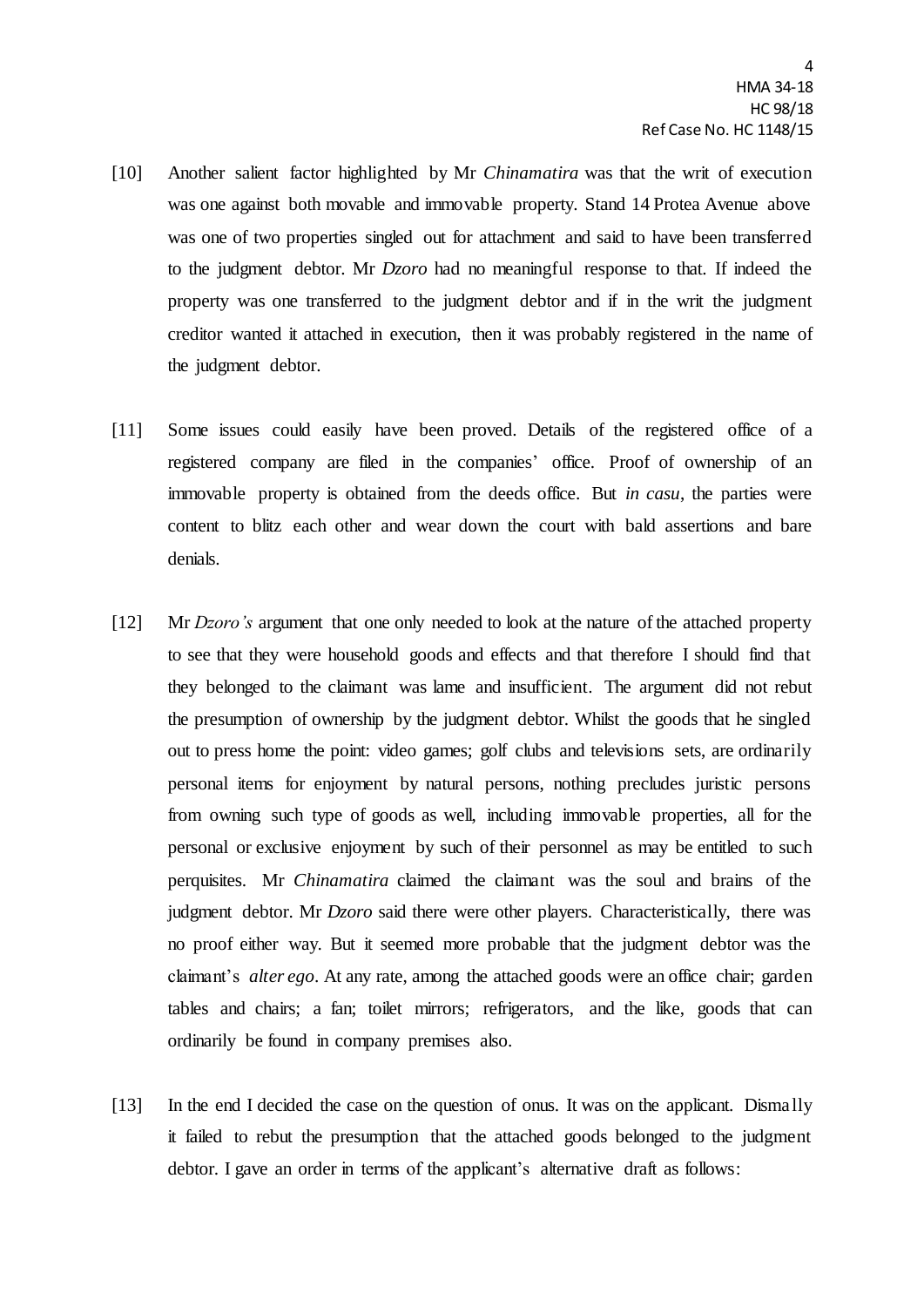[10] Another salient factor highlighted by Mr *Chinamatira* was that the writ of execution was one against both movable and immovable property. Stand 14 Protea Avenue above was one of two properties singled out for attachment and said to have been transferred to the judgment debtor. Mr *Dzoro* had no meaningful response to that. If indeed the property was one transferred to the judgment debtor and if in the writ the judgment creditor wanted it attached in execution, then it was probably registered in the name of the judgment debtor.

[11] Some issues could easily have been proved. Details of the registered office of a registered company are filed in the companies' office. Proof of ownership of an immovable property is obtained from the deeds office. But *in casu*, the parties were content to blitz each other and wear down the court with bald assertions and bare denials.

[12] Mr *Dzoro's* argument that one only needed to look at the nature of the attached property to see that they were household goods and effects and that therefore I should find that they belonged to the claimant was lame and insufficient. The argument did not rebut the presumption of ownership by the judgment debtor. Whilst the goods that he singled out to press home the point: video games; golf clubs and televisions sets, are ordinarily personal items for enjoyment by natural persons, nothing precludes juristic persons from owning such type of goods as well, including immovable properties, all for the personal or exclusive enjoyment by such of their personnel as may be entitled to such perquisites. Mr *Chinamatira* claimed the claimant was the soul and brains of the judgment debtor. Mr *Dzoro* said there were other players. Characteristically, there was no proof either way. But it seemed more probable that the judgment debtor was the claimant's *alter ego*. At any rate, among the attached goods were an office chair; garden tables and chairs; a fan; toilet mirrors; refrigerators, and the like, goods that can ordinarily be found in company premises also.

[13] In the end I decided the case on the question of onus. It was on the applicant. Dismally it failed to rebut the presumption that the attached goods belonged to the judgment debtor. I gave an order in terms of the applicant's alternative draft as follows: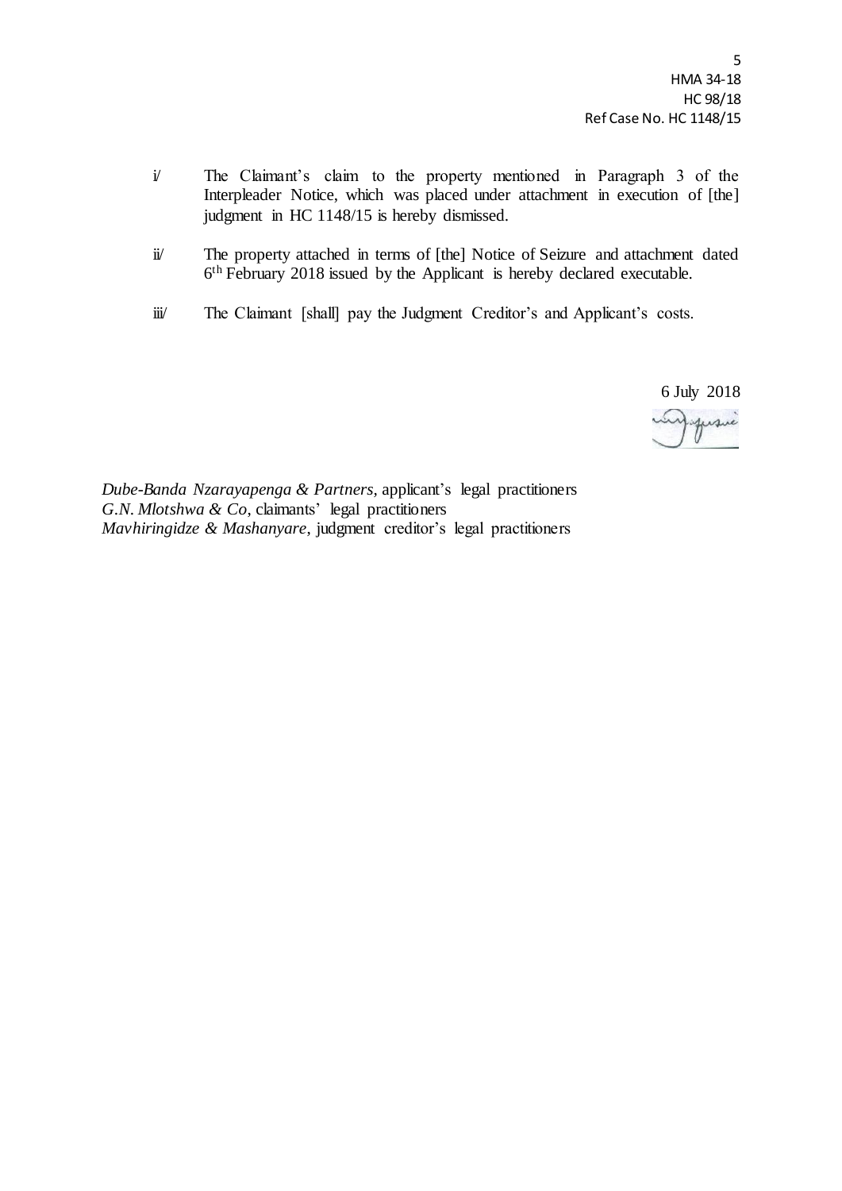i/ The Claimant's claim to the property mentioned in Paragraph 3 of the Interpleader Notice, which was placed under attachment in execution of [the] judgment in HC 1148/15 is hereby dismissed.

ii/ The property attached in terms of [the] Notice of Seizure and attachment dated 6th February 2018 issued by the Applicant is hereby declared executable.

iii/ The Claimant [shall] pay the Judgment Creditor's and Applicant's costs.

6 July 2018

*Dube-Banda Nzarayapenga & Partners*, applicant's legal practitioners
*G.N. Mlotshwa & Co*, claimants' legal practitioners
*Mavhiringidze & Mashanyare*, judgment creditor's legal practitioners